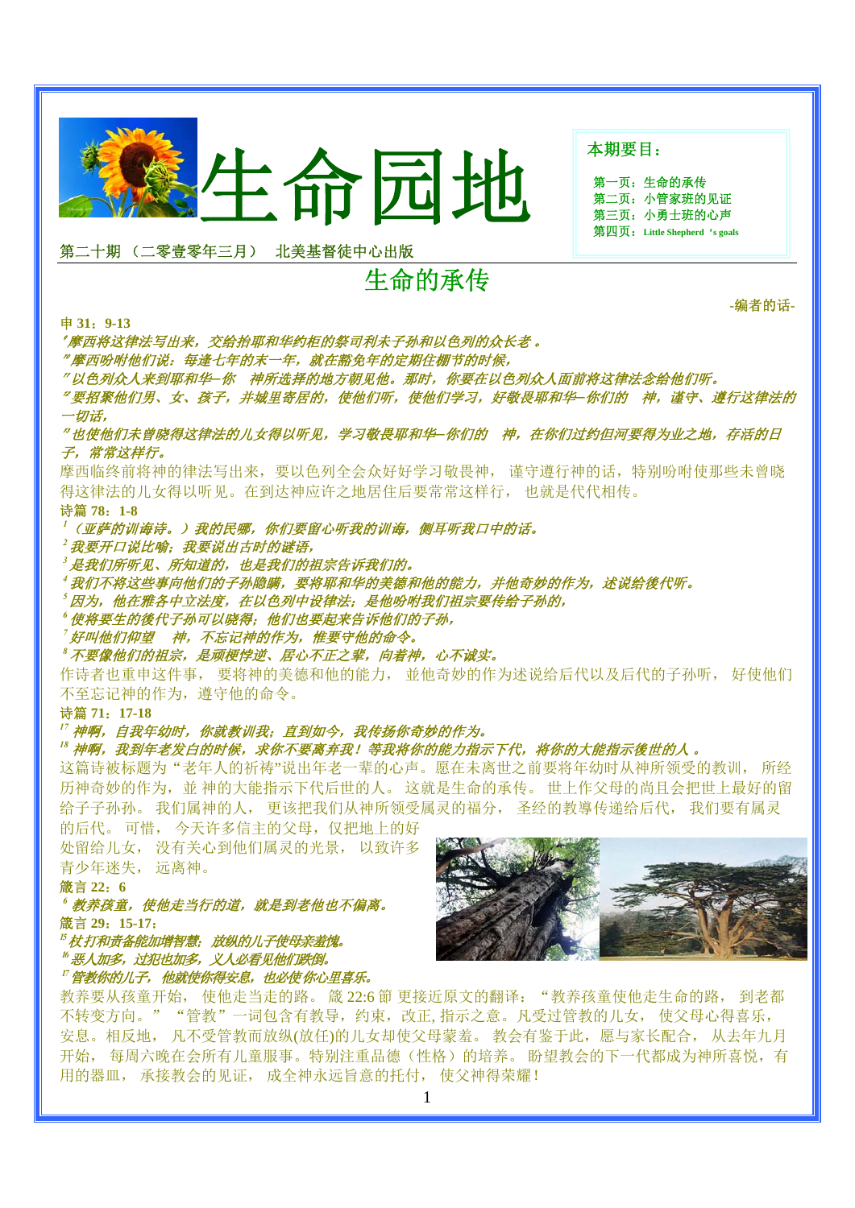# 生命园地

第二十期 （二零壹零年三月） 北美基督徒中心出版

**本期要目：**

第一页：生命的承传
第二页：小管家班的见证
第三页：小勇士班的心声
第四页：Little Shepherd 's goals

## 生命的承传

-编者的话-

**申 31：9-13**

***[9]摩西将这律法写出来，交给抬耶和华约柜的祭司利未子孙和以色列的众长老 。***
***[10]摩西吩咐他们说：每逢七年的末一年，就在豁免年的定期住棚节的时候，***
***[11]以色列众人来到耶和华－你 神所选择的地方朝见他。那时，你要在以色列众人面前将这律法念给他们听。***
***[12]要招聚他们男、女、孩子，并城里寄居的，使他们听，使他们学习，好敬畏耶和华－你们的 神，谨守、遵行这律法的一切话，***
***[13]也使他们未曾晓得这律法的儿女得以听见，学习敬畏耶和华－你们的 神，在你们过约但河要得为业之地，存活的日子，常常这样行。***

摩西临终前将神的律法写出来，要以色列全会众好好学习敬畏神， 谨守遵行神的话，特别吩咐使那些未曾晓得这律法的儿女得以听见。在到达神应许之地居住后要常常这样行， 也就是代代相传。

**诗篇 78：1-8**

***[1]（亚萨的训诲诗。）我的民哪，你们要留心听我的训诲，侧耳听我口中的话。***
***[2]我要开口说比喻；我要说出古时的谜语，***
***[3]是我们所听见、所知道的，也是我们的祖宗告诉我们的。***
***[4]我们不将这些事向他们的子孙隐瞒，要将耶和华的美德和他的能力，并他奇妙的作为，述说给後代听。***
***[5]因为，他在雅各中立法度，在以色列中设律法；是他吩咐我们祖宗要传给子孙的，***
***[6]使将要生的後代子孙可以晓得；他们也要起来告诉他们的子孙，***
***[7]好叫他们仰望 神，不忘记神的作为，惟要守他的命令。***
***[8]不要像他们的祖宗，是顽梗悖逆、居心不正之辈，向着神，心不诚实。***

作诗者也重申这件事， 要将神的美德和他的能力， 並他奇妙的作为述说给后代以及后代的子孙听， 好使他们不至忘记神的作为，遵守他的命令。

**诗篇 71：17-18**

***[17]神啊，自我年幼时，你就教训我；直到如今，我传扬你奇妙的作为。***
***[18]神啊，我到年老发白的时候，求你不要离弃我！等我将你的能力指示下代，将你的大能指示後世的人 。***

这篇诗被标题为“老年人的祈祷”说出年老一辈的心声。愿在未离世之前要将年幼时从神所领受的教训， 所经历神奇妙的作为，並 神的大能指示下代后世的人。 这就是生命的承传。 世上作父母的尚且会把世上最好的留给子子孙孙。 我们属神的人， 更该把我们从神所领受属灵的福分， 圣经的教導传递给后代， 我们要有属灵的后代。 可惜， 今天许多信主的父母，仅把地上的好处留给儿女， 没有关心到他们属灵的光景， 以致许多青少年迷失， 远离神。

**箴言 22：6**

***[6]教养孩童，使他走当行的道，就是到老他也不偏离。***

**箴言 29：15-17：**

***[15]杖打和责备能加增智慧；放纵的儿子使母亲羞愧。***
***[16]恶人加多，过犯也加多，义人必看见他们跌倒。***
***[17]管教你的儿子，他就使你得安息，也必使你心里喜乐。***

教养要从孩童开始， 使他走当走的路。 箴 22:6 節 更接近原文的翻译：“教养孩童使他走生命的路， 到老都不转变方向。” “管教”一词包含有教导，约束，改正, 指示之意。凡受过管教的儿女， 使父母心得喜乐，安息。相反地， 凡不受管教而放纵(放任)的儿女却使父母蒙羞。 教会有鉴于此，愿与家长配合， 从去年九月开始， 每周六晚在会所有儿童服事。特别注重品德（性格）的培养。 盼望教会的下一代都成为神所喜悦，有用的器皿， 承接教会的见证， 成全神永远旨意的托付， 使父神得荣耀！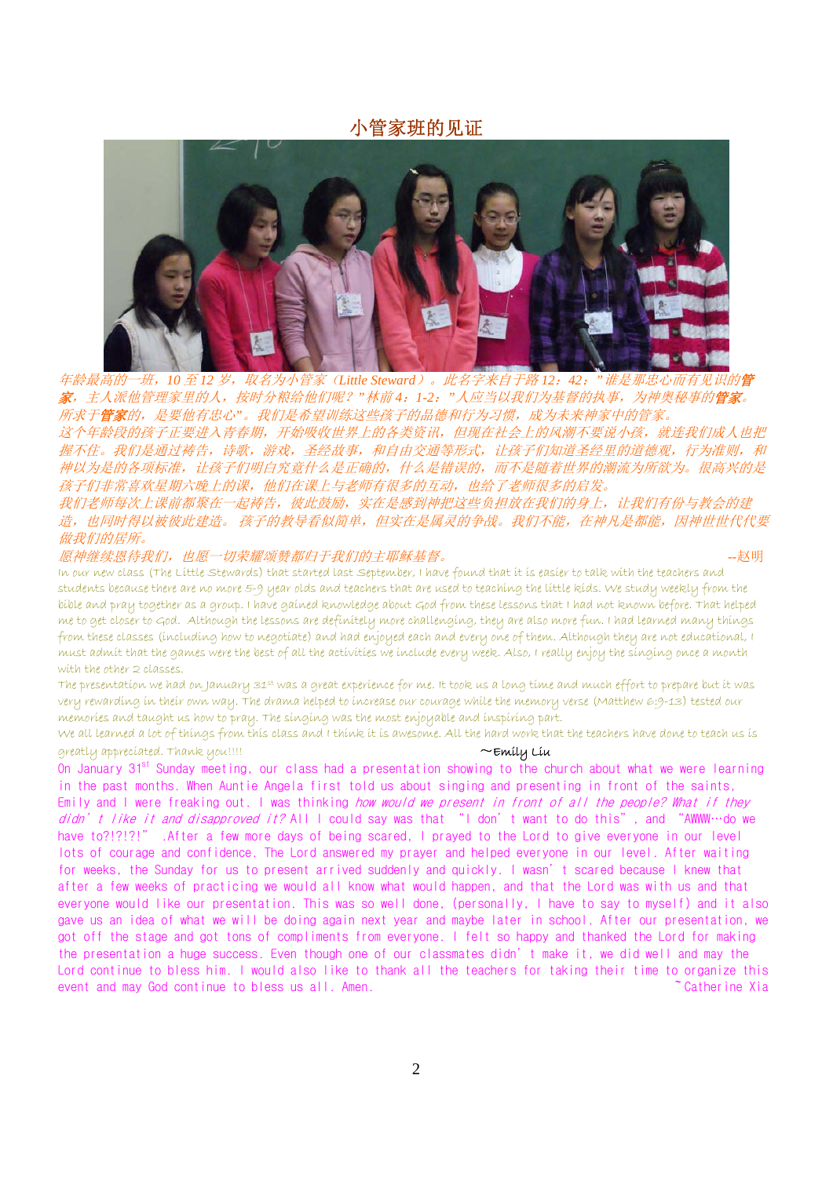# 小管家班的见证

年龄最高的一班，10 至 12 岁，取名为小管家（Little Steward）。此名字来自于路 12：42：" 谁是那忠心而有见识的**管家**，主人派他管理家里的人，按时分粮给他们呢？" 林前 4：1-2：" 人应当以我们为基督的执事，为神奥秘事的**管家**。所求于**管家**的，是要他有忠心"。我们是希望训练这些孩子的品德和行为习惯，成为未来神家中的管家。
这个年龄段的孩子正要进入青春期，开始吸收世界上的各类资讯，但现在社会上的风潮不要说小孩，就连我们成人也把握不住。我们是通过祷告，诗歌，游戏，圣经故事，和自由交通等形式，让孩子们知道圣经里的道德观，行为准则，和神以为是的各项标准，让孩子们明白究竟什么是正确的，什么是错误的，而不是随着世界的潮流为所欲为。很高兴的是孩子们非常喜欢星期六晚上的课，他们在课上与老师有很多的互动，也给了老师很多的启发。
我们老师每次上课前都聚在一起祷告，彼此鼓励，实在是感到神把这些负担放在我们的身上，让我们有份与教会的建造，也同时得以被彼此建造。孩子的教导看似简单，但实在是属灵的争战。我们不能，在神凡是都能，因神世世代代要做我们的居所。
愿神继续恩待我们，也愿一切荣耀颂赞都归于我们的主耶稣基督。 --赵明

In our new class (The Little Stewards) that started last September, I have found that it is easier to talk with the teachers and students because there are no more 5-9 year olds and teachers that are used to teaching the little kids. We study weekly from the bible and pray together as a group. I have gained knowledge about God from these lessons that I had not known before. That helped me to get closer to God. Although the lessons are definitely more challenging, they are also more fun. I had learned many things from these classes (including how to negotiate) and had enjoyed each and every one of them. Although they are not educational, I must admit that the games were the best of all the activities we include every week. Also, I really enjoy the singing once a month with the other 2 classes.
The presentation we had on January 31st was a great experience for me. It took us a long time and much effort to prepare but it was very rewarding in their own way. The drama helped to increase our courage while the memory verse (Matthew 6:9-13) tested our memories and taught us how to pray. The singing was the most enjoyable and inspiring part.
We all learned a lot of things from this class and I think it is awesome. All the hard work that the teachers have done to teach us is greatly appreciated. Thank you!!!! ~Emily Liu

On January 31st Sunday meeting, our class had a presentation showing to the church about what we were learning in the past months. When Auntie Angela first told us about singing and presenting in front of the saints, Emily and I were freaking out. I was thinking *how would we present in front of all the people? What if they didn't like it and disapproved it?* All I could say was that "I don't want to do this", and "AWWW…do we have to?!?!?!" .After a few more days of being scared, I prayed to the Lord to give everyone in our level lots of courage and confidence. The Lord answered my prayer and helped everyone in our level. After waiting for weeks, the Sunday for us to present arrived suddenly and quickly. I wasn't scared because I knew that after a few weeks of practicing we would all know what would happen, and that the Lord was with us and that everyone would like our presentation. This was so well done, (personally, I have to say to myself) and it also gave us an idea of what we will be doing again next year and maybe later in school. After our presentation, we got off the stage and got tons of compliments from everyone. I felt so happy and thanked the Lord for making the presentation a huge success. Even though one of our classmates didn't make it, we did well and may the Lord continue to bless him. I would also like to thank all the teachers for taking their time to organize this event and may God continue to bless us all. Amen. ~Catherine Xia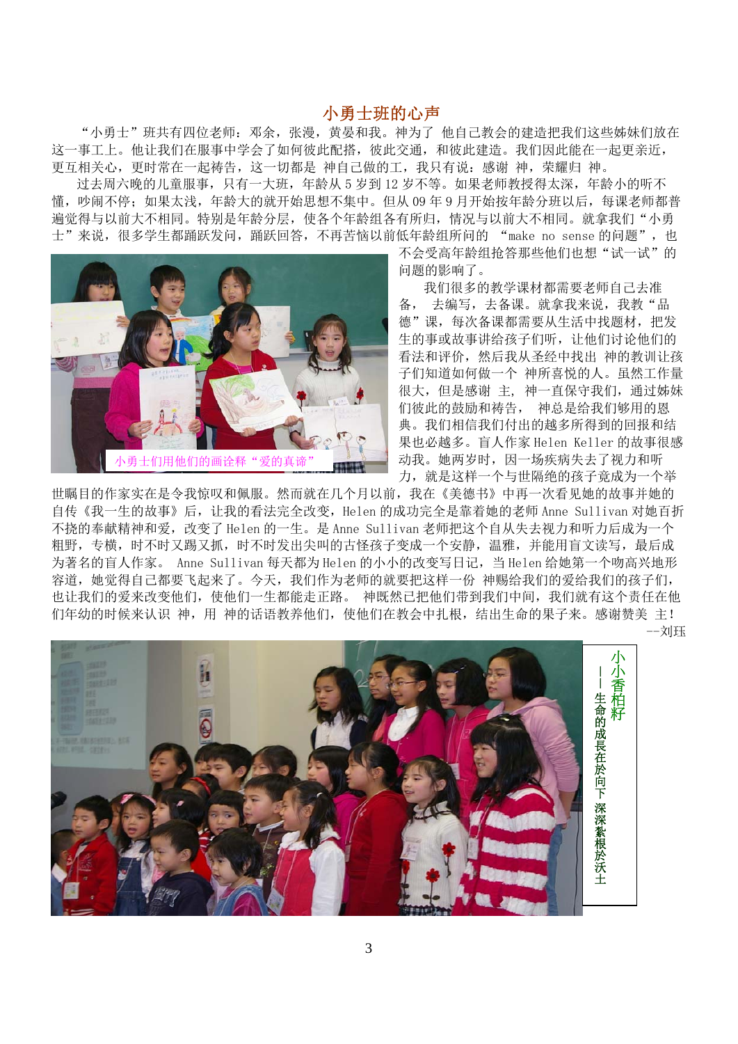## 小勇士班的心声

"小勇士"班共有四位老师：邓余，张漫，黄晏和我。神为了 他自己教会的建造把我们这些姊妹们放在这一事工上。他让我们在服事中学会了如何彼此配搭，彼此交通，和彼此建造。我们因此能在一起更亲近，更互相关心，更时常在一起祷告，这一切都是 神自己做的工，我只有说：感谢 神，荣耀归 神。

过去周六晚的儿童服事，只有一大班，年龄从 5 岁到 12 岁不等。如果老师教授得太深，年龄小的听不懂，吵闹不停；如果太浅，年龄大的就开始思想不集中。但从 09 年 9 月开始按年龄分班以后，每课老师都普遍觉得与以前大不相同。特别是年龄分层，使各个年龄组各有所归，情况与以前大不相同。就拿我们"小勇士"来说，很多学生都踊跃发问，踊跃回答，不再苦恼以前低年龄组所问的 "make no sense 的问题"，也不会受高年龄组抢答那些他们也想"试一试"的问题的影响了。

小勇士们用他们的画诠释"爱的真谛"

我们很多的教学课材都需要老师自己去准备， 去编写，去备课。就拿我来说，我教"品德"课，每次备课都需要从生活中找题材，把发生的事或故事讲给孩子们听，让他们讨论他们的看法和评价，然后我从圣经中找出 神的教训让孩子们知道如何做一个 神所喜悦的人。虽然工作量很大，但是感谢 主， 神一直保守我们，通过姊妹们彼此的鼓励和祷告， 神总是给我们够用的恩典。我们相信我们付出的越多所得到的回报和结果也必越多。盲人作家 Helen Keller 的故事很感动我。她两岁时，因一场疾病失去了视力和听力，就是这样一个与世隔绝的孩子竟成为一个举世瞩目的作家实在是令我惊叹和佩服。然而就在几个月以前，我在《美德书》中再一次看见她的故事并她的自传《我一生的故事》后，让我的看法完全改变，Helen 的成功完全是靠着她的老师 Anne Sullivan 对她百折不挠的奉献精神和爱，改变了 Helen 的一生。是 Anne Sullivan 老师把这个自从失去视力和听力后成为一个粗野，专横，时不时又踢又抓，时不时发出尖叫的古怪孩子变成一个安静，温雅，并能用盲文读写，最后成为著名的盲人作家。 Anne Sullivan 每天都为 Helen 的小小的改变写日记，当 Helen 给她第一个吻高兴地形容道，她觉得自己都要飞起来了。今天，我们作为老师的就要把这样一份 神赐给我们的爱给我们的孩子们，也让我们的爱来改变他们，使他们一生都能走正路。 神既然已把他们带到我们中间，我们就有这个责任在他们年幼的时候来认识 神，用 神的话语教养他们，使他们在教会中扎根，结出生命的果子来。感谢赞美 主!

--刘珏

小小香柏籽

——生命的成長在於向下深深紮根於沃土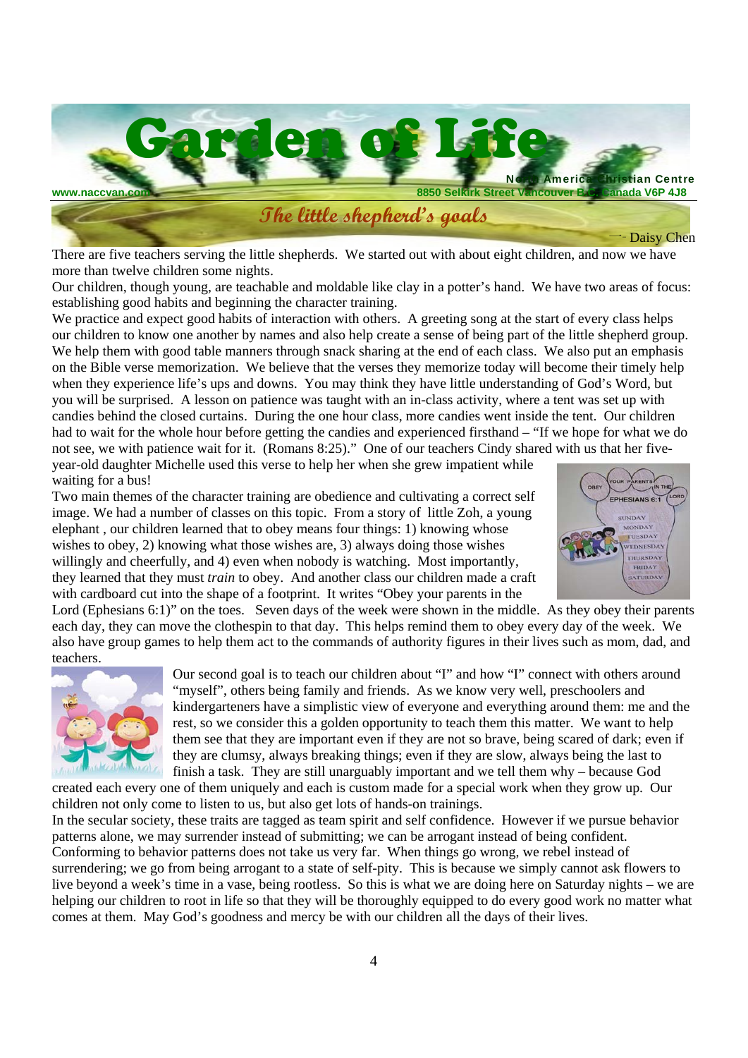# Garden of Life

www.naccvan.com

North American Christian Centre
8850 Selkirk Street Vancouver B.C. Canada V6P 4J8

## The little shepherd's goals

— Daisy Chen

There are five teachers serving the little shepherds. We started out with about eight children, and now we have more than twelve children some nights.

Our children, though young, are teachable and moldable like clay in a potter's hand. We have two areas of focus: establishing good habits and beginning the character training.

We practice and expect good habits of interaction with others. A greeting song at the start of every class helps our children to know one another by names and also help create a sense of being part of the little shepherd group. We help them with good table manners through snack sharing at the end of each class. We also put an emphasis on the Bible verse memorization. We believe that the verses they memorize today will become their timely help when they experience life's ups and downs. You may think they have little understanding of God's Word, but you will be surprised. A lesson on patience was taught with an in-class activity, where a tent was set up with candies behind the closed curtains. During the one hour class, more candies went inside the tent. Our children had to wait for the whole hour before getting the candies and experienced firsthand – "If we hope for what we do not see, we with patience wait for it. (Romans 8:25)." One of our teachers Cindy shared with us that her five-year-old daughter Michelle used this verse to help her when she grew impatient while waiting for a bus!

Two main themes of the character training are obedience and cultivating a correct self image. We had a number of classes on this topic. From a story of little Zoh, a young elephant , our children learned that to obey means four things: 1) knowing whose wishes to obey, 2) knowing what those wishes are, 3) always doing those wishes willingly and cheerfully, and 4) even when nobody is watching. Most importantly, they learned that they must *train* to obey. And another class our children made a craft with cardboard cut into the shape of a footprint. It writes "Obey your parents in the Lord (Ephesians 6:1)" on the toes. Seven days of the week were shown in the middle. As they obey their parents each day, they can move the clothespin to that day. This helps remind them to obey every day of the week. We also have group games to help them act to the commands of authority figures in their lives such as mom, dad, and teachers.

Our second goal is to teach our children about "I" and how "I" connect with others around "myself", others being family and friends. As we know very well, preschoolers and kindergarteners have a simplistic view of everyone and everything around them: me and the rest, so we consider this a golden opportunity to teach them this matter. We want to help them see that they are important even if they are not so brave, being scared of dark; even if they are clumsy, always breaking things; even if they are slow, always being the last to finish a task. They are still unarguably important and we tell them why – because God created each every one of them uniquely and each is custom made for a special work when they grow up. Our children not only come to listen to us, but also get lots of hands-on trainings.

In the secular society, these traits are tagged as team spirit and self confidence. However if we pursue behavior patterns alone, we may surrender instead of submitting; we can be arrogant instead of being confident. Conforming to behavior patterns does not take us very far. When things go wrong, we rebel instead of surrendering; we go from being arrogant to a state of self-pity. This is because we simply cannot ask flowers to live beyond a week's time in a vase, being rootless. So this is what we are doing here on Saturday nights – we are helping our children to root in life so that they will be thoroughly equipped to do every good work no matter what comes at them. May God's goodness and mercy be with our children all the days of their lives.